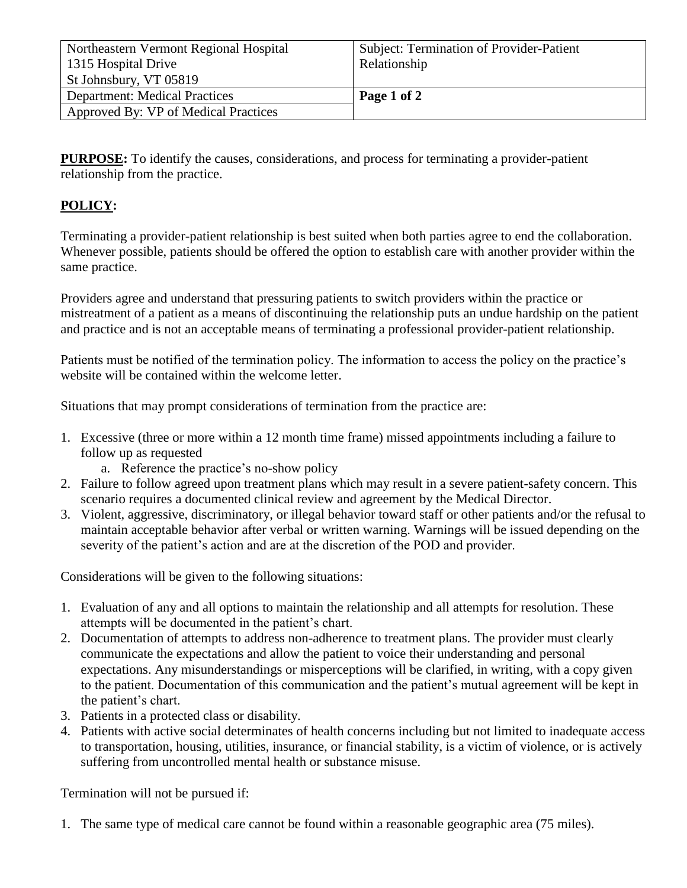| Northeastern Vermont Regional Hospital<br>1315 Hospital Drive<br>St Johnsbury, VT 05819 | Subject: Termination of Provider-Patient Relationship |
|---|---|
| Department: Medical Practices | **Page 1 of 2** |
| Approved By: VP of Medical Practices | |

**PURPOSE:** To identify the causes, considerations, and process for terminating a provider-patient relationship from the practice.

## POLICY:

Terminating a provider-patient relationship is best suited when both parties agree to end the collaboration. Whenever possible, patients should be offered the option to establish care with another provider within the same practice.

Providers agree and understand that pressuring patients to switch providers within the practice or mistreatment of a patient as a means of discontinuing the relationship puts an undue hardship on the patient and practice and is not an acceptable means of terminating a professional provider-patient relationship.

Patients must be notified of the termination policy. The information to access the policy on the practice's website will be contained within the welcome letter.

Situations that may prompt considerations of termination from the practice are:

1. Excessive (three or more within a 12 month time frame) missed appointments including a failure to follow up as requested
   a. Reference the practice's no-show policy
2. Failure to follow agreed upon treatment plans which may result in a severe patient-safety concern. This scenario requires a documented clinical review and agreement by the Medical Director.
3. Violent, aggressive, discriminatory, or illegal behavior toward staff or other patients and/or the refusal to maintain acceptable behavior after verbal or written warning. Warnings will be issued depending on the severity of the patient's action and are at the discretion of the POD and provider.

Considerations will be given to the following situations:

1. Evaluation of any and all options to maintain the relationship and all attempts for resolution. These attempts will be documented in the patient's chart.
2. Documentation of attempts to address non-adherence to treatment plans. The provider must clearly communicate the expectations and allow the patient to voice their understanding and personal expectations. Any misunderstandings or misperceptions will be clarified, in writing, with a copy given to the patient. Documentation of this communication and the patient's mutual agreement will be kept in the patient's chart.
3. Patients in a protected class or disability.
4. Patients with active social determinates of health concerns including but not limited to inadequate access to transportation, housing, utilities, insurance, or financial stability, is a victim of violence, or is actively suffering from uncontrolled mental health or substance misuse.

Termination will not be pursued if:

1. The same type of medical care cannot be found within a reasonable geographic area (75 miles).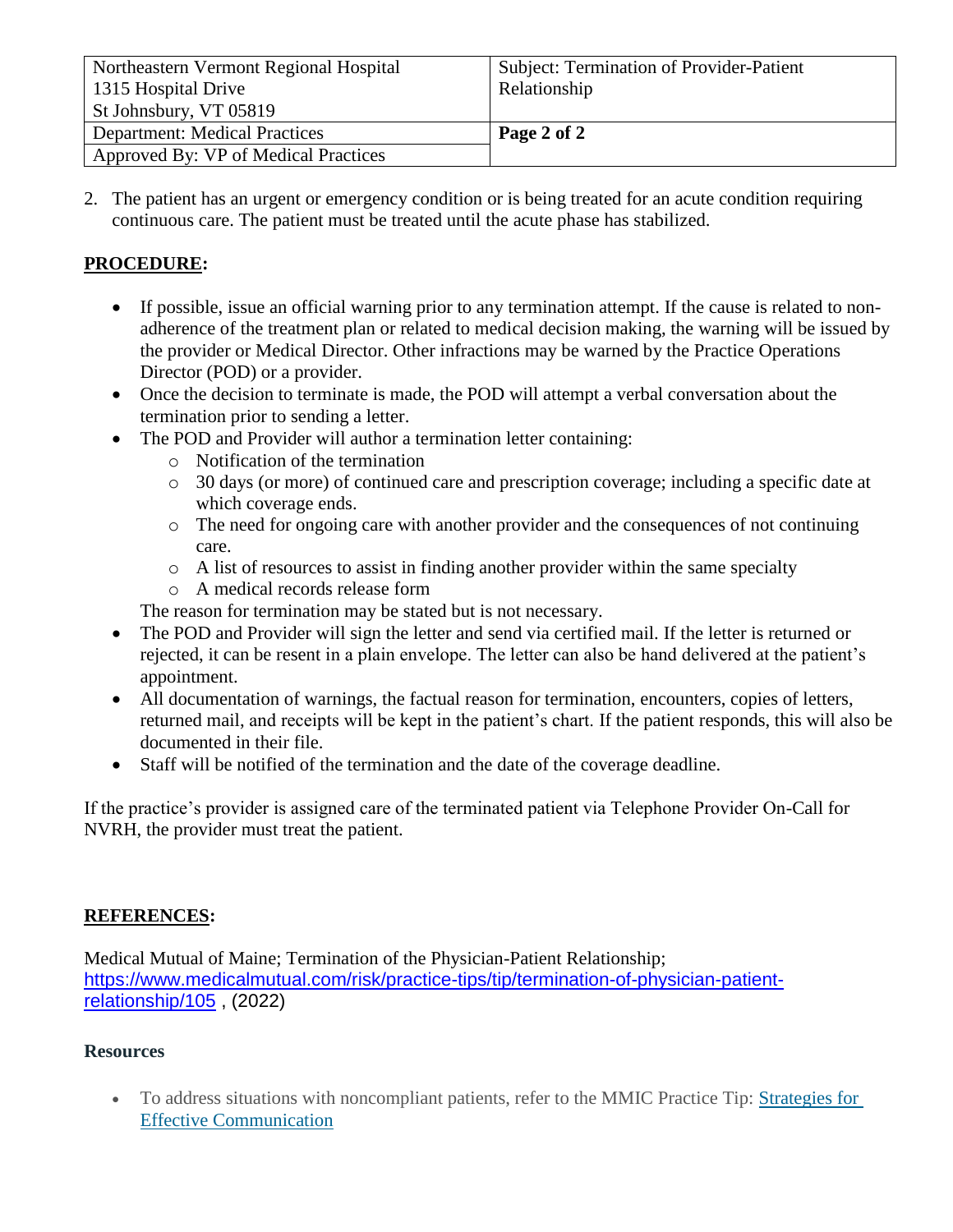2. The patient has an urgent or emergency condition or is being treated for an acute condition requiring continuous care. The patient must be treated until the acute phase has stabilized.

**PROCEDURE:**

- If possible, issue an official warning prior to any termination attempt. If the cause is related to non-adherence of the treatment plan or related to medical decision making, the warning will be issued by the provider or Medical Director. Other infractions may be warned by the Practice Operations Director (POD) or a provider.
- Once the decision to terminate is made, the POD will attempt a verbal conversation about the termination prior to sending a letter.
- The POD and Provider will author a termination letter containing:
  - Notification of the termination
  - 30 days (or more) of continued care and prescription coverage; including a specific date at which coverage ends.
  - The need for ongoing care with another provider and the consequences of not continuing care.
  - A list of resources to assist in finding another provider within the same specialty
  - A medical records release form

  The reason for termination may be stated but is not necessary.
- The POD and Provider will sign the letter and send via certified mail. If the letter is returned or rejected, it can be resent in a plain envelope. The letter can also be hand delivered at the patient's appointment.
- All documentation of warnings, the factual reason for termination, encounters, copies of letters, returned mail, and receipts will be kept in the patient's chart. If the patient responds, this will also be documented in their file.
- Staff will be notified of the termination and the date of the coverage deadline.

If the practice's provider is assigned care of the terminated patient via Telephone Provider On-Call for NVRH, the provider must treat the patient.

**REFERENCES:**

Medical Mutual of Maine; Termination of the Physician-Patient Relationship; https://www.medicalmutual.com/risk/practice-tips/tip/termination-of-physician-patient-relationship/105 , (2022)

**Resources**

- To address situations with noncompliant patients, refer to the MMIC Practice Tip: Strategies for Effective Communication